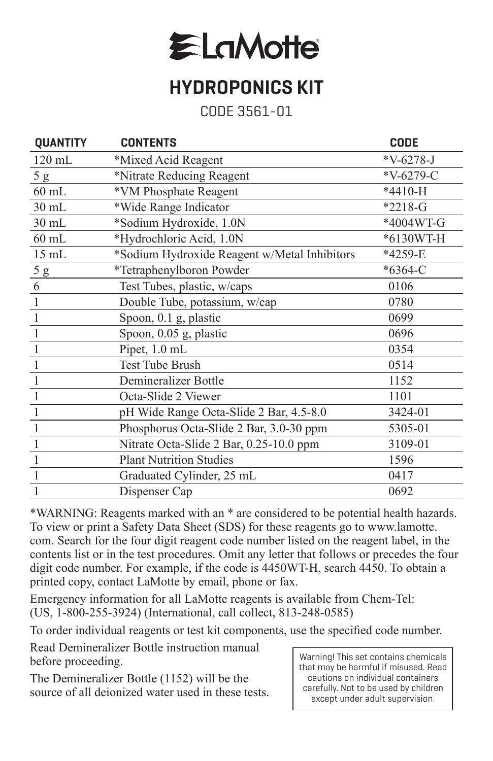# LaMotte

## HYDROPONICS KIT

CODE 3561-01

| QUANTITY | CONTENTS | CODE |
|---|---|---|
| 120 mL | *Mixed Acid Reagent | *V-6278-J |
| 5 g | *Nitrate Reducing Reagent | *V-6279-C |
| 60 mL | *VM Phosphate Reagent | *4410-H |
| 30 mL | *Wide Range Indicator | *2218-G |
| 30 mL | *Sodium Hydroxide, 1.0N | *4004WT-G |
| 60 mL | *Hydrochloric Acid, 1.0N | *6130WT-H |
| 15 mL | *Sodium Hydroxide Reagent w/Metal Inhibitors | *4259-E |
| 5 g | *Tetraphenylboron Powder | *6364-C |
| 6 | Test Tubes, plastic, w/caps | 0106 |
| 1 | Double Tube, potassium, w/cap | 0780 |
| 1 | Spoon, 0.1 g, plastic | 0699 |
| 1 | Spoon, 0.05 g, plastic | 0696 |
| 1 | Pipet, 1.0 mL | 0354 |
| 1 | Test Tube Brush | 0514 |
| 1 | Demineralizer Bottle | 1152 |
| 1 | Octa-Slide 2 Viewer | 1101 |
| 1 | pH Wide Range Octa-Slide 2 Bar, 4.5-8.0 | 3424-01 |
| 1 | Phosphorus Octa-Slide 2 Bar, 3.0-30 ppm | 5305-01 |
| 1 | Nitrate Octa-Slide 2 Bar, 0.25-10.0 ppm | 3109-01 |
| 1 | Plant Nutrition Studies | 1596 |
| 1 | Graduated Cylinder, 25 mL | 0417 |
| 1 | Dispenser Cap | 0692 |

*WARNING: Reagents marked with an * are considered to be potential health hazards. To view or print a Safety Data Sheet (SDS) for these reagents go to www.lamotte.com. Search for the four digit reagent code number listed on the reagent label, in the contents list or in the test procedures. Omit any letter that follows or precedes the four digit code number. For example, if the code is 4450WT-H, search 4450. To obtain a printed copy, contact LaMotte by email, phone or fax.

Emergency information for all LaMotte reagents is available from Chem-Tel: (US, 1-800-255-3924) (International, call collect, 813-248-0585)

To order individual reagents or test kit components, use the specified code number.

Read Demineralizer Bottle instruction manual before proceeding.

The Demineralizer Bottle (1152) will be the source of all deionized water used in these tests.

> Warning! This set contains chemicals that may be harmful if misused. Read cautions on individual containers carefully. Not to be used by children except under adult supervision.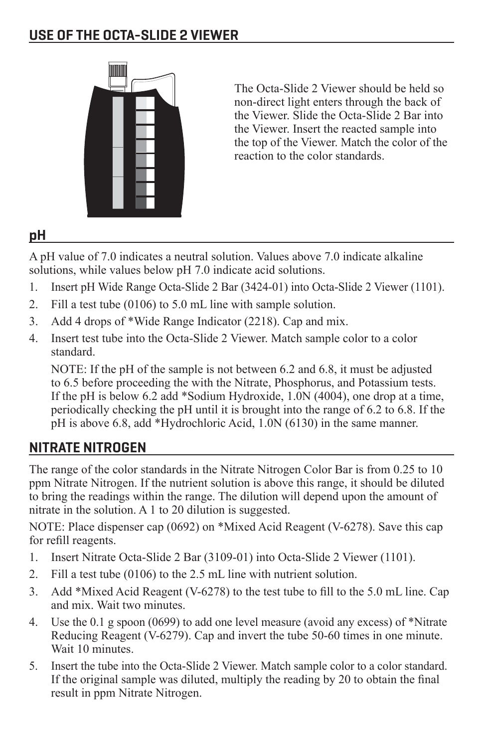## USE OF THE OCTA-SLIDE 2 VIEWER

The Octa-Slide 2 Viewer should be held so non-direct light enters through the back of the Viewer. Slide the Octa-Slide 2 Bar into the Viewer. Insert the reacted sample into the top of the Viewer. Match the color of the reaction to the color standards.

## pH

A pH value of 7.0 indicates a neutral solution. Values above 7.0 indicate alkaline solutions, while values below pH 7.0 indicate acid solutions.

1. Insert pH Wide Range Octa-Slide 2 Bar (3424-01) into Octa-Slide 2 Viewer (1101).
2. Fill a test tube (0106) to 5.0 mL line with sample solution.
3. Add 4 drops of *Wide Range Indicator (2218). Cap and mix.
4. Insert test tube into the Octa-Slide 2 Viewer. Match sample color to a color standard.

   NOTE: If the pH of the sample is not between 6.2 and 6.8, it must be adjusted to 6.5 before proceeding the with the Nitrate, Phosphorus, and Potassium tests. If the pH is below 6.2 add *Sodium Hydroxide, 1.0N (4004), one drop at a time, periodically checking the pH until it is brought into the range of 6.2 to 6.8. If the pH is above 6.8, add *Hydrochloric Acid, 1.0N (6130) in the same manner.

## NITRATE NITROGEN

The range of the color standards in the Nitrate Nitrogen Color Bar is from 0.25 to 10 ppm Nitrate Nitrogen. If the nutrient solution is above this range, it should be diluted to bring the readings within the range. The dilution will depend upon the amount of nitrate in the solution. A 1 to 20 dilution is suggested.

NOTE: Place dispenser cap (0692) on *Mixed Acid Reagent (V-6278). Save this cap for refill reagents.

1. Insert Nitrate Octa-Slide 2 Bar (3109-01) into Octa-Slide 2 Viewer (1101).
2. Fill a test tube (0106) to the 2.5 mL line with nutrient solution.
3. Add *Mixed Acid Reagent (V-6278) to the test tube to fill to the 5.0 mL line. Cap and mix. Wait two minutes.
4. Use the 0.1 g spoon (0699) to add one level measure (avoid any excess) of *Nitrate Reducing Reagent (V-6279). Cap and invert the tube 50-60 times in one minute. Wait 10 minutes.
5. Insert the tube into the Octa-Slide 2 Viewer. Match sample color to a color standard. If the original sample was diluted, multiply the reading by 20 to obtain the final result in ppm Nitrate Nitrogen.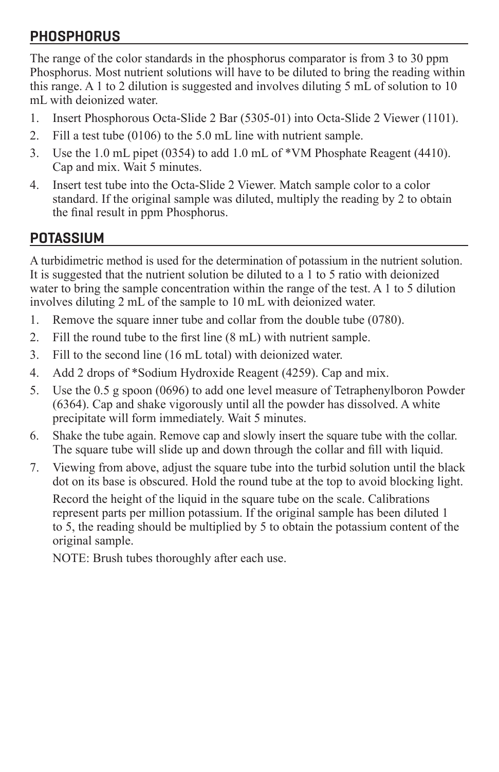## PHOSPHORUS

The range of the color standards in the phosphorus comparator is from 3 to 30 ppm Phosphorus. Most nutrient solutions will have to be diluted to bring the reading within this range. A 1 to 2 dilution is suggested and involves diluting 5 mL of solution to 10 mL with deionized water.

1. Insert Phosphorous Octa-Slide 2 Bar (5305-01) into Octa-Slide 2 Viewer (1101).
2. Fill a test tube (0106) to the 5.0 mL line with nutrient sample.
3. Use the 1.0 mL pipet (0354) to add 1.0 mL of *VM Phosphate Reagent (4410). Cap and mix. Wait 5 minutes.
4. Insert test tube into the Octa-Slide 2 Viewer. Match sample color to a color standard. If the original sample was diluted, multiply the reading by 2 to obtain the final result in ppm Phosphorus.

## POTASSIUM

A turbidimetric method is used for the determination of potassium in the nutrient solution. It is suggested that the nutrient solution be diluted to a 1 to 5 ratio with deionized water to bring the sample concentration within the range of the test. A 1 to 5 dilution involves diluting 2 mL of the sample to 10 mL with deionized water.

1. Remove the square inner tube and collar from the double tube (0780).
2. Fill the round tube to the first line (8 mL) with nutrient sample.
3. Fill to the second line (16 mL total) with deionized water.
4. Add 2 drops of *Sodium Hydroxide Reagent (4259). Cap and mix.
5. Use the 0.5 g spoon (0696) to add one level measure of Tetraphenylboron Powder (6364). Cap and shake vigorously until all the powder has dissolved. A white precipitate will form immediately. Wait 5 minutes.
6. Shake the tube again. Remove cap and slowly insert the square tube with the collar. The square tube will slide up and down through the collar and fill with liquid.
7. Viewing from above, adjust the square tube into the turbid solution until the black dot on its base is obscured. Hold the round tube at the top to avoid blocking light.

   Record the height of the liquid in the square tube on the scale. Calibrations represent parts per million potassium. If the original sample has been diluted 1 to 5, the reading should be multiplied by 5 to obtain the potassium content of the original sample.

   NOTE: Brush tubes thoroughly after each use.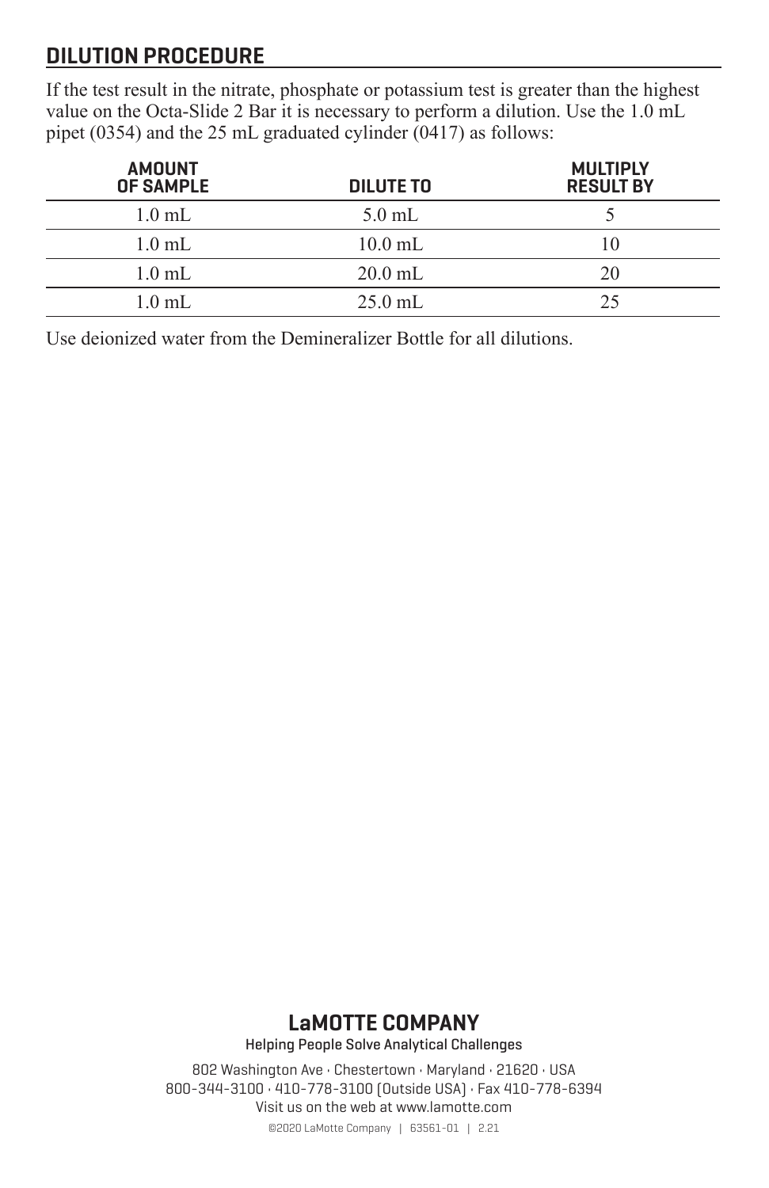## DILUTION PROCEDURE

If the test result in the nitrate, phosphate or potassium test is greater than the highest value on the Octa-Slide 2 Bar it is necessary to perform a dilution. Use the 1.0 mL pipet (0354) and the 25 mL graduated cylinder (0417) as follows:

| AMOUNT OF SAMPLE | DILUTE TO | MULTIPLY RESULT BY |
|---|---|---|
| 1.0 mL | 5.0 mL | 5 |
| 1.0 mL | 10.0 mL | 10 |
| 1.0 mL | 20.0 mL | 20 |
| 1.0 mL | 25.0 mL | 25 |

Use deionized water from the Demineralizer Bottle for all dilutions.

**LaMOTTE COMPANY**

Helping People Solve Analytical Challenges

802 Washington Ave · Chestertown · Maryland · 21620 · USA
800-344-3100 · 410-778-3100 (Outside USA) · Fax 410-778-6394
Visit us on the web at www.lamotte.com

©2020 LaMotte Company | 63561-01 | 2.21